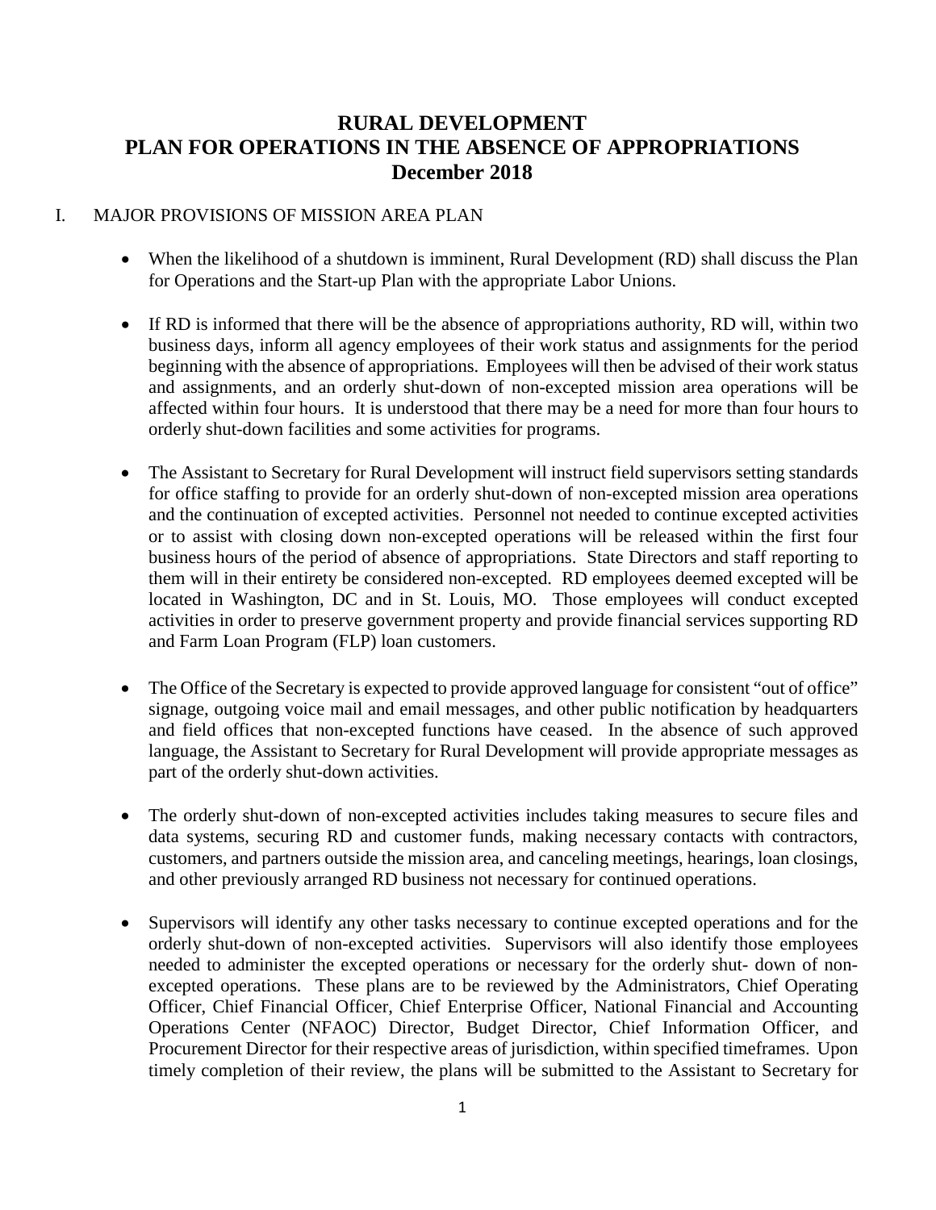# RURAL DEVELOPMENT
# PLAN FOR OPERATIONS IN THE ABSENCE OF APPROPRIATIONS
# December 2018

## I. MAJOR PROVISIONS OF MISSION AREA PLAN

- When the likelihood of a shutdown is imminent, Rural Development (RD) shall discuss the Plan for Operations and the Start-up Plan with the appropriate Labor Unions.

- If RD is informed that there will be the absence of appropriations authority, RD will, within two business days, inform all agency employees of their work status and assignments for the period beginning with the absence of appropriations. Employees will then be advised of their work status and assignments, and an orderly shut-down of non-excepted mission area operations will be affected within four hours. It is understood that there may be a need for more than four hours to orderly shut-down facilities and some activities for programs.

- The Assistant to Secretary for Rural Development will instruct field supervisors setting standards for office staffing to provide for an orderly shut-down of non-excepted mission area operations and the continuation of excepted activities. Personnel not needed to continue excepted activities or to assist with closing down non-excepted operations will be released within the first four business hours of the period of absence of appropriations. State Directors and staff reporting to them will in their entirety be considered non-excepted. RD employees deemed excepted will be located in Washington, DC and in St. Louis, MO. Those employees will conduct excepted activities in order to preserve government property and provide financial services supporting RD and Farm Loan Program (FLP) loan customers.

- The Office of the Secretary is expected to provide approved language for consistent "out of office" signage, outgoing voice mail and email messages, and other public notification by headquarters and field offices that non-excepted functions have ceased. In the absence of such approved language, the Assistant to Secretary for Rural Development will provide appropriate messages as part of the orderly shut-down activities.

- The orderly shut-down of non-excepted activities includes taking measures to secure files and data systems, securing RD and customer funds, making necessary contacts with contractors, customers, and partners outside the mission area, and canceling meetings, hearings, loan closings, and other previously arranged RD business not necessary for continued operations.

- Supervisors will identify any other tasks necessary to continue excepted operations and for the orderly shut-down of non-excepted activities. Supervisors will also identify those employees needed to administer the excepted operations or necessary for the orderly shut- down of non-excepted operations. These plans are to be reviewed by the Administrators, Chief Operating Officer, Chief Financial Officer, Chief Enterprise Officer, National Financial and Accounting Operations Center (NFAOC) Director, Budget Director, Chief Information Officer, and Procurement Director for their respective areas of jurisdiction, within specified timeframes. Upon timely completion of their review, the plans will be submitted to the Assistant to Secretary for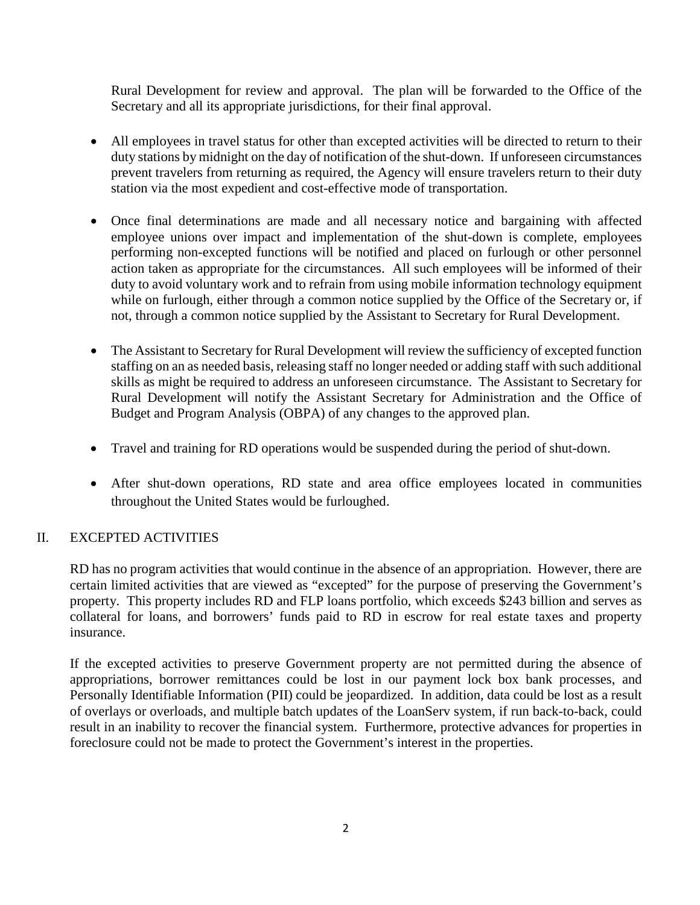Rural Development for review and approval. The plan will be forwarded to the Office of the Secretary and all its appropriate jurisdictions, for their final approval.

- All employees in travel status for other than excepted activities will be directed to return to their duty stations by midnight on the day of notification of the shut-down. If unforeseen circumstances prevent travelers from returning as required, the Agency will ensure travelers return to their duty station via the most expedient and cost-effective mode of transportation.

- Once final determinations are made and all necessary notice and bargaining with affected employee unions over impact and implementation of the shut-down is complete, employees performing non-excepted functions will be notified and placed on furlough or other personnel action taken as appropriate for the circumstances. All such employees will be informed of their duty to avoid voluntary work and to refrain from using mobile information technology equipment while on furlough, either through a common notice supplied by the Office of the Secretary or, if not, through a common notice supplied by the Assistant to Secretary for Rural Development.

- The Assistant to Secretary for Rural Development will review the sufficiency of excepted function staffing on an as needed basis, releasing staff no longer needed or adding staff with such additional skills as might be required to address an unforeseen circumstance. The Assistant to Secretary for Rural Development will notify the Assistant Secretary for Administration and the Office of Budget and Program Analysis (OBPA) of any changes to the approved plan.

- Travel and training for RD operations would be suspended during the period of shut-down.

- After shut-down operations, RD state and area office employees located in communities throughout the United States would be furloughed.

## II. EXCEPTED ACTIVITIES

RD has no program activities that would continue in the absence of an appropriation. However, there are certain limited activities that are viewed as "excepted" for the purpose of preserving the Government's property. This property includes RD and FLP loans portfolio, which exceeds $243 billion and serves as collateral for loans, and borrowers' funds paid to RD in escrow for real estate taxes and property insurance.

If the excepted activities to preserve Government property are not permitted during the absence of appropriations, borrower remittances could be lost in our payment lock box bank processes, and Personally Identifiable Information (PII) could be jeopardized. In addition, data could be lost as a result of overlays or overloads, and multiple batch updates of the LoanServ system, if run back-to-back, could result in an inability to recover the financial system. Furthermore, protective advances for properties in foreclosure could not be made to protect the Government's interest in the properties.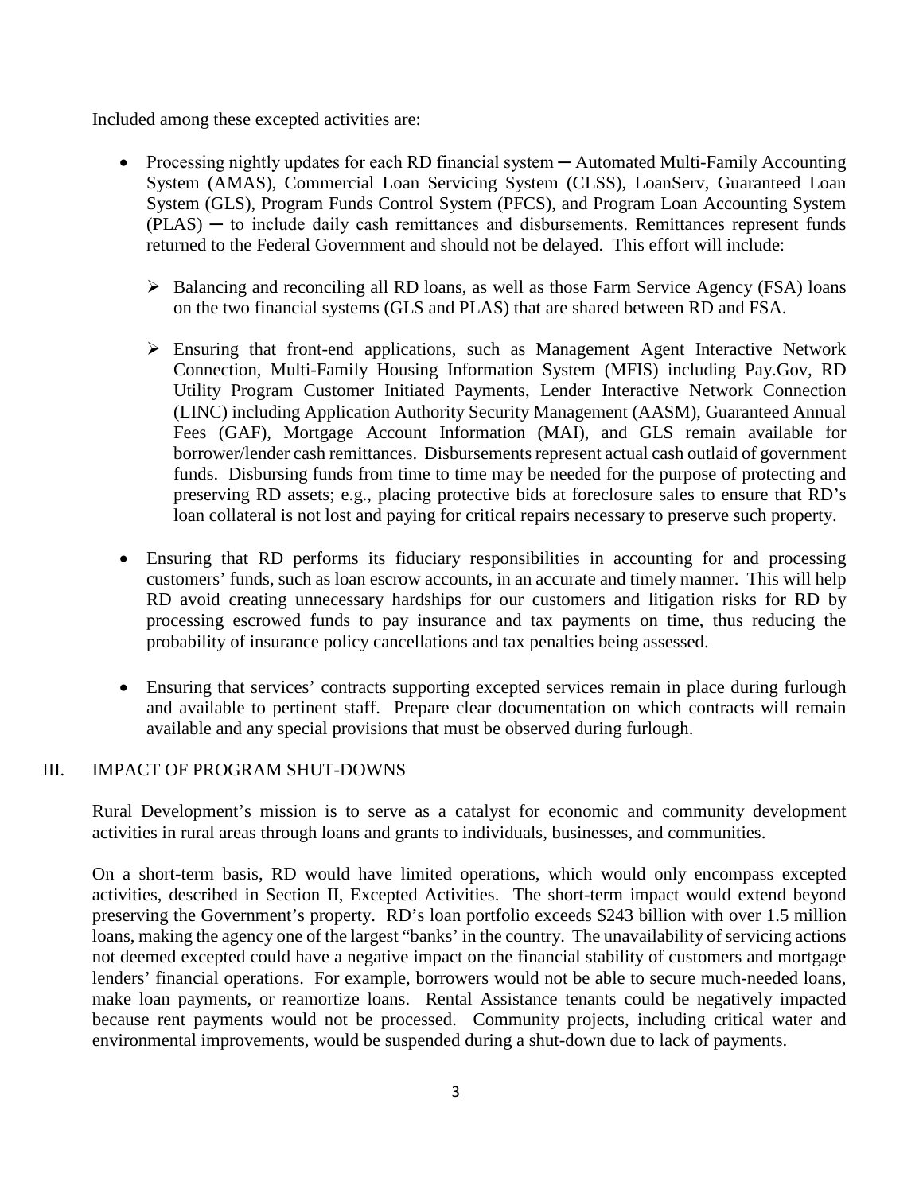Included among these excepted activities are:

- Processing nightly updates for each RD financial system ─ Automated Multi-Family Accounting System (AMAS), Commercial Loan Servicing System (CLSS), LoanServ, Guaranteed Loan System (GLS), Program Funds Control System (PFCS), and Program Loan Accounting System (PLAS) ─ to include daily cash remittances and disbursements. Remittances represent funds returned to the Federal Government and should not be delayed. This effort will include:
  - Balancing and reconciling all RD loans, as well as those Farm Service Agency (FSA) loans on the two financial systems (GLS and PLAS) that are shared between RD and FSA.
  - Ensuring that front-end applications, such as Management Agent Interactive Network Connection, Multi-Family Housing Information System (MFIS) including Pay.Gov, RD Utility Program Customer Initiated Payments, Lender Interactive Network Connection (LINC) including Application Authority Security Management (AASM), Guaranteed Annual Fees (GAF), Mortgage Account Information (MAI), and GLS remain available for borrower/lender cash remittances. Disbursements represent actual cash outlaid of government funds. Disbursing funds from time to time may be needed for the purpose of protecting and preserving RD assets; e.g., placing protective bids at foreclosure sales to ensure that RD's loan collateral is not lost and paying for critical repairs necessary to preserve such property.
- Ensuring that RD performs its fiduciary responsibilities in accounting for and processing customers' funds, such as loan escrow accounts, in an accurate and timely manner. This will help RD avoid creating unnecessary hardships for our customers and litigation risks for RD by processing escrowed funds to pay insurance and tax payments on time, thus reducing the probability of insurance policy cancellations and tax penalties being assessed.
- Ensuring that services' contracts supporting excepted services remain in place during furlough and available to pertinent staff. Prepare clear documentation on which contracts will remain available and any special provisions that must be observed during furlough.

## III. IMPACT OF PROGRAM SHUT-DOWNS

Rural Development's mission is to serve as a catalyst for economic and community development activities in rural areas through loans and grants to individuals, businesses, and communities.

On a short-term basis, RD would have limited operations, which would only encompass excepted activities, described in Section II, Excepted Activities. The short-term impact would extend beyond preserving the Government's property. RD's loan portfolio exceeds $243 billion with over 1.5 million loans, making the agency one of the largest "banks' in the country. The unavailability of servicing actions not deemed excepted could have a negative impact on the financial stability of customers and mortgage lenders' financial operations. For example, borrowers would not be able to secure much-needed loans, make loan payments, or reamortize loans. Rental Assistance tenants could be negatively impacted because rent payments would not be processed. Community projects, including critical water and environmental improvements, would be suspended during a shut-down due to lack of payments.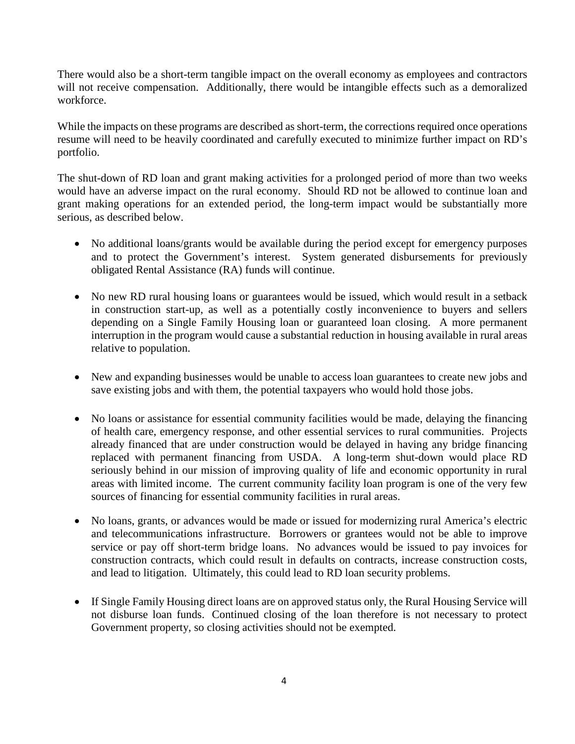There would also be a short-term tangible impact on the overall economy as employees and contractors will not receive compensation. Additionally, there would be intangible effects such as a demoralized workforce.

While the impacts on these programs are described as short-term, the corrections required once operations resume will need to be heavily coordinated and carefully executed to minimize further impact on RD's portfolio.

The shut-down of RD loan and grant making activities for a prolonged period of more than two weeks would have an adverse impact on the rural economy. Should RD not be allowed to continue loan and grant making operations for an extended period, the long-term impact would be substantially more serious, as described below.

- No additional loans/grants would be available during the period except for emergency purposes and to protect the Government's interest. System generated disbursements for previously obligated Rental Assistance (RA) funds will continue.

- No new RD rural housing loans or guarantees would be issued, which would result in a setback in construction start-up, as well as a potentially costly inconvenience to buyers and sellers depending on a Single Family Housing loan or guaranteed loan closing. A more permanent interruption in the program would cause a substantial reduction in housing available in rural areas relative to population.

- New and expanding businesses would be unable to access loan guarantees to create new jobs and save existing jobs and with them, the potential taxpayers who would hold those jobs.

- No loans or assistance for essential community facilities would be made, delaying the financing of health care, emergency response, and other essential services to rural communities. Projects already financed that are under construction would be delayed in having any bridge financing replaced with permanent financing from USDA. A long-term shut-down would place RD seriously behind in our mission of improving quality of life and economic opportunity in rural areas with limited income. The current community facility loan program is one of the very few sources of financing for essential community facilities in rural areas.

- No loans, grants, or advances would be made or issued for modernizing rural America's electric and telecommunications infrastructure. Borrowers or grantees would not be able to improve service or pay off short-term bridge loans. No advances would be issued to pay invoices for construction contracts, which could result in defaults on contracts, increase construction costs, and lead to litigation. Ultimately, this could lead to RD loan security problems.

- If Single Family Housing direct loans are on approved status only, the Rural Housing Service will not disburse loan funds. Continued closing of the loan therefore is not necessary to protect Government property, so closing activities should not be exempted.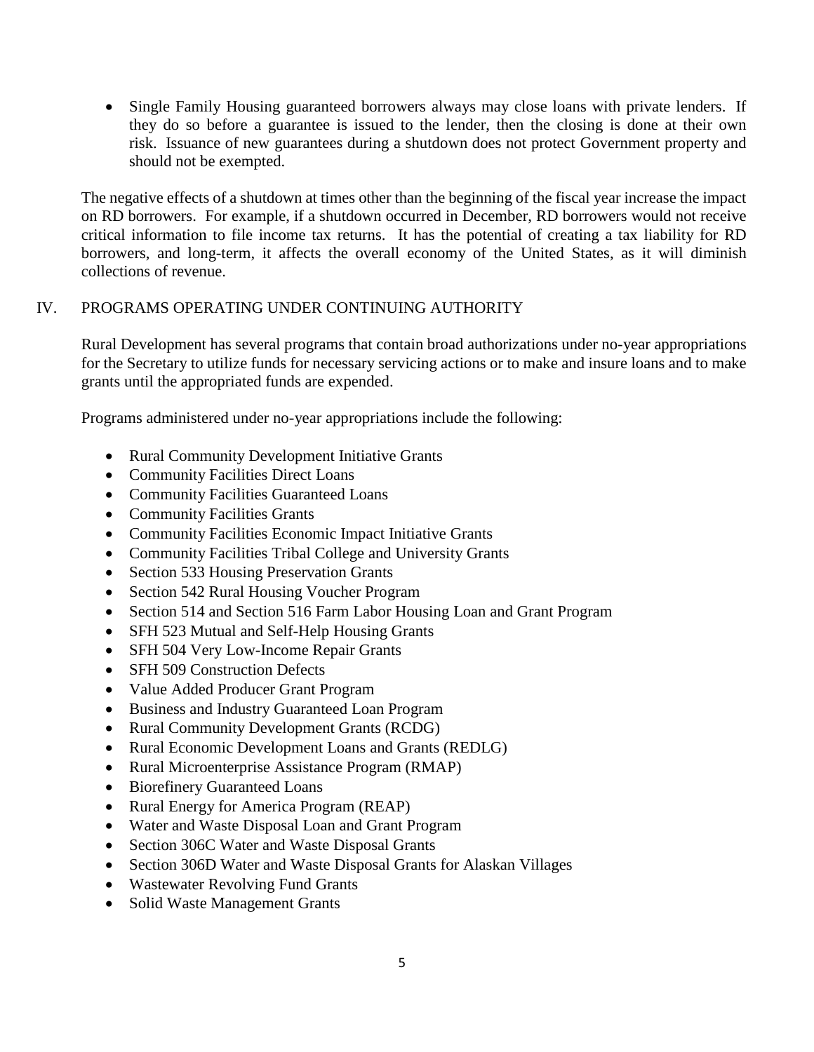- Single Family Housing guaranteed borrowers always may close loans with private lenders. If they do so before a guarantee is issued to the lender, then the closing is done at their own risk. Issuance of new guarantees during a shutdown does not protect Government property and should not be exempted.

The negative effects of a shutdown at times other than the beginning of the fiscal year increase the impact on RD borrowers. For example, if a shutdown occurred in December, RD borrowers would not receive critical information to file income tax returns. It has the potential of creating a tax liability for RD borrowers, and long-term, it affects the overall economy of the United States, as it will diminish collections of revenue.

## IV. PROGRAMS OPERATING UNDER CONTINUING AUTHORITY

Rural Development has several programs that contain broad authorizations under no-year appropriations for the Secretary to utilize funds for necessary servicing actions or to make and insure loans and to make grants until the appropriated funds are expended.

Programs administered under no-year appropriations include the following:

- Rural Community Development Initiative Grants
- Community Facilities Direct Loans
- Community Facilities Guaranteed Loans
- Community Facilities Grants
- Community Facilities Economic Impact Initiative Grants
- Community Facilities Tribal College and University Grants
- Section 533 Housing Preservation Grants
- Section 542 Rural Housing Voucher Program
- Section 514 and Section 516 Farm Labor Housing Loan and Grant Program
- SFH 523 Mutual and Self-Help Housing Grants
- SFH 504 Very Low-Income Repair Grants
- SFH 509 Construction Defects
- Value Added Producer Grant Program
- Business and Industry Guaranteed Loan Program
- Rural Community Development Grants (RCDG)
- Rural Economic Development Loans and Grants (REDLG)
- Rural Microenterprise Assistance Program (RMAP)
- Biorefinery Guaranteed Loans
- Rural Energy for America Program (REAP)
- Water and Waste Disposal Loan and Grant Program
- Section 306C Water and Waste Disposal Grants
- Section 306D Water and Waste Disposal Grants for Alaskan Villages
- Wastewater Revolving Fund Grants
- Solid Waste Management Grants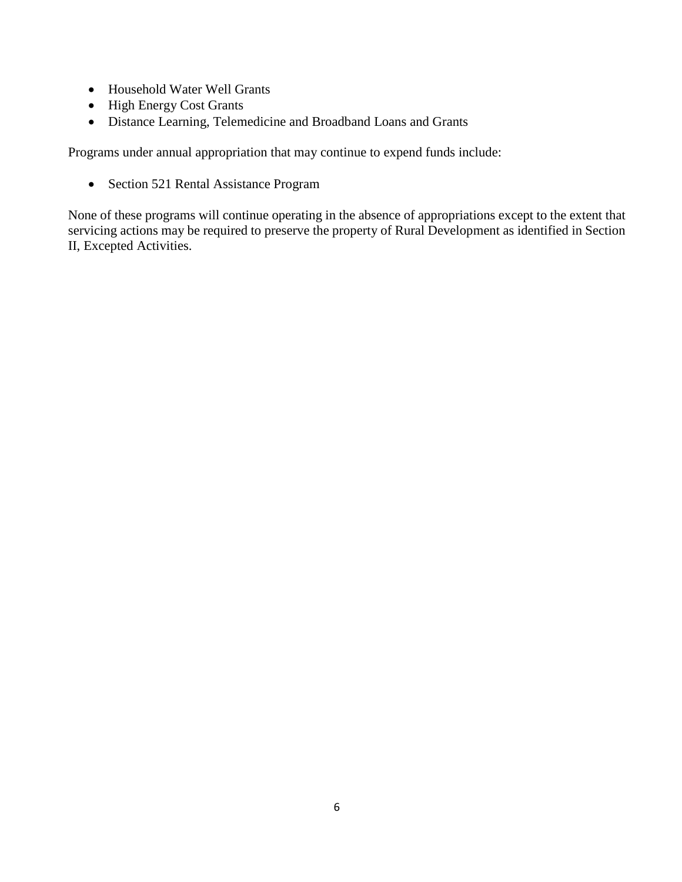- Household Water Well Grants
- High Energy Cost Grants
- Distance Learning, Telemedicine and Broadband Loans and Grants

Programs under annual appropriation that may continue to expend funds include:

- Section 521 Rental Assistance Program

None of these programs will continue operating in the absence of appropriations except to the extent that servicing actions may be required to preserve the property of Rural Development as identified in Section II, Excepted Activities.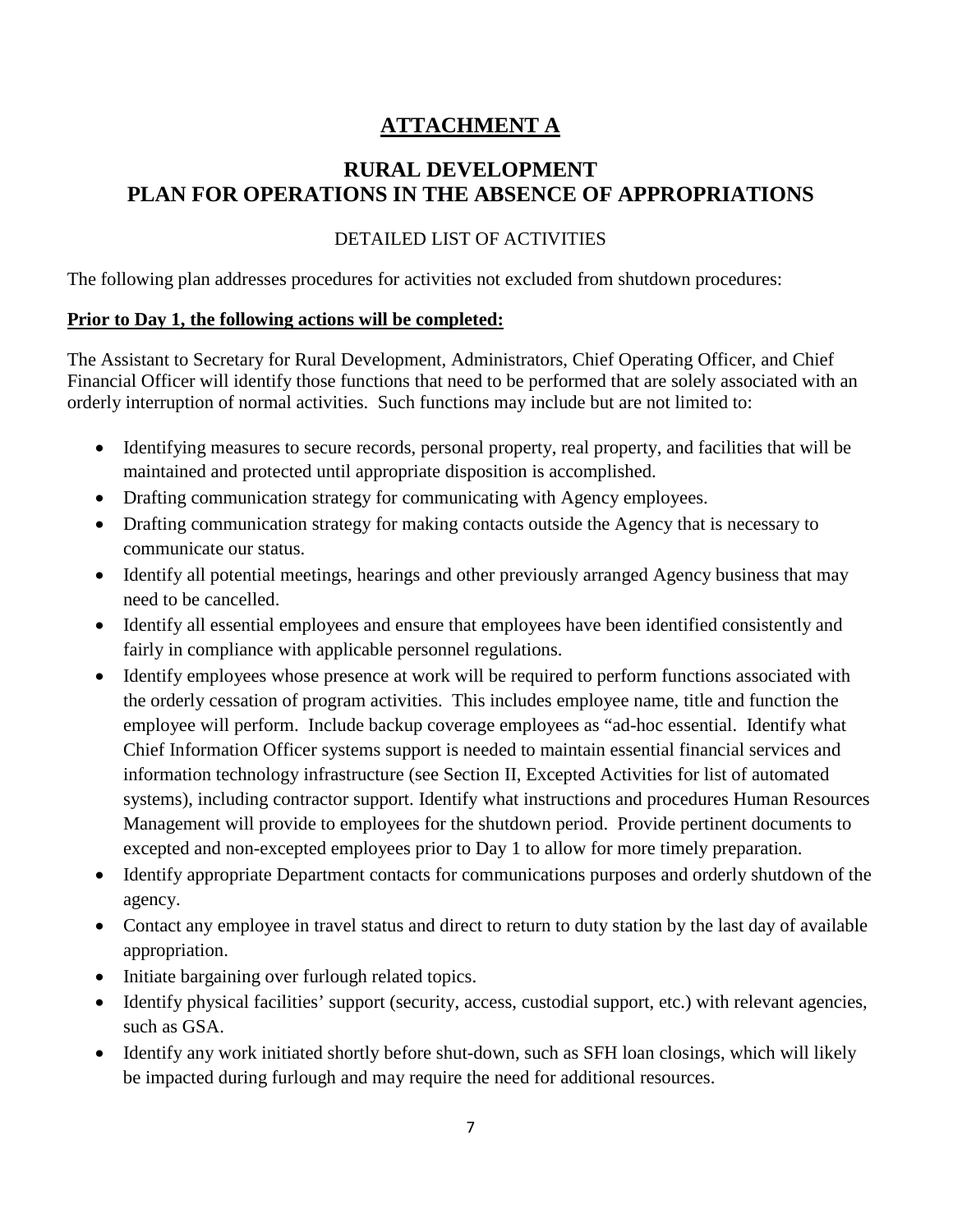# ATTACHMENT A

## RURAL DEVELOPMENT
## PLAN FOR OPERATIONS IN THE ABSENCE OF APPROPRIATIONS

DETAILED LIST OF ACTIVITIES

The following plan addresses procedures for activities not excluded from shutdown procedures:

**Prior to Day 1, the following actions will be completed:**

The Assistant to Secretary for Rural Development, Administrators, Chief Operating Officer, and Chief Financial Officer will identify those functions that need to be performed that are solely associated with an orderly interruption of normal activities. Such functions may include but are not limited to:

- Identifying measures to secure records, personal property, real property, and facilities that will be maintained and protected until appropriate disposition is accomplished.
- Drafting communication strategy for communicating with Agency employees.
- Drafting communication strategy for making contacts outside the Agency that is necessary to communicate our status.
- Identify all potential meetings, hearings and other previously arranged Agency business that may need to be cancelled.
- Identify all essential employees and ensure that employees have been identified consistently and fairly in compliance with applicable personnel regulations.
- Identify employees whose presence at work will be required to perform functions associated with the orderly cessation of program activities. This includes employee name, title and function the employee will perform. Include backup coverage employees as "ad-hoc essential. Identify what Chief Information Officer systems support is needed to maintain essential financial services and information technology infrastructure (see Section II, Excepted Activities for list of automated systems), including contractor support. Identify what instructions and procedures Human Resources Management will provide to employees for the shutdown period. Provide pertinent documents to excepted and non-excepted employees prior to Day 1 to allow for more timely preparation.
- Identify appropriate Department contacts for communications purposes and orderly shutdown of the agency.
- Contact any employee in travel status and direct to return to duty station by the last day of available appropriation.
- Initiate bargaining over furlough related topics.
- Identify physical facilities' support (security, access, custodial support, etc.) with relevant agencies, such as GSA.
- Identify any work initiated shortly before shut-down, such as SFH loan closings, which will likely be impacted during furlough and may require the need for additional resources.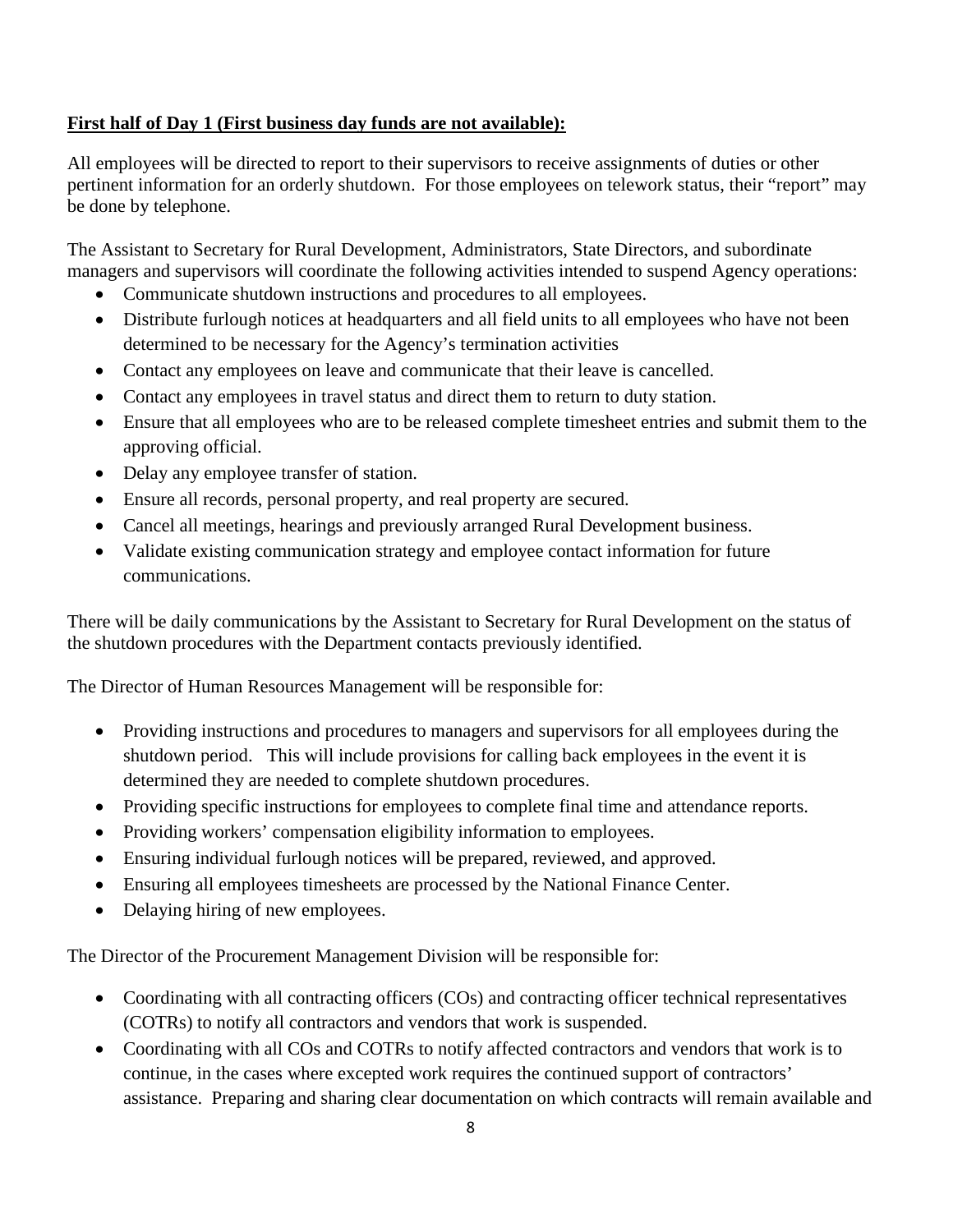**First half of Day 1 (First business day funds are not available):**

All employees will be directed to report to their supervisors to receive assignments of duties or other pertinent information for an orderly shutdown. For those employees on telework status, their "report" may be done by telephone.

The Assistant to Secretary for Rural Development, Administrators, State Directors, and subordinate managers and supervisors will coordinate the following activities intended to suspend Agency operations:

- Communicate shutdown instructions and procedures to all employees.
- Distribute furlough notices at headquarters and all field units to all employees who have not been determined to be necessary for the Agency's termination activities
- Contact any employees on leave and communicate that their leave is cancelled.
- Contact any employees in travel status and direct them to return to duty station.
- Ensure that all employees who are to be released complete timesheet entries and submit them to the approving official.
- Delay any employee transfer of station.
- Ensure all records, personal property, and real property are secured.
- Cancel all meetings, hearings and previously arranged Rural Development business.
- Validate existing communication strategy and employee contact information for future communications.

There will be daily communications by the Assistant to Secretary for Rural Development on the status of the shutdown procedures with the Department contacts previously identified.

The Director of Human Resources Management will be responsible for:

- Providing instructions and procedures to managers and supervisors for all employees during the shutdown period. This will include provisions for calling back employees in the event it is determined they are needed to complete shutdown procedures.
- Providing specific instructions for employees to complete final time and attendance reports.
- Providing workers' compensation eligibility information to employees.
- Ensuring individual furlough notices will be prepared, reviewed, and approved.
- Ensuring all employees timesheets are processed by the National Finance Center.
- Delaying hiring of new employees.

The Director of the Procurement Management Division will be responsible for:

- Coordinating with all contracting officers (COs) and contracting officer technical representatives (COTRs) to notify all contractors and vendors that work is suspended.
- Coordinating with all COs and COTRs to notify affected contractors and vendors that work is to continue, in the cases where excepted work requires the continued support of contractors' assistance. Preparing and sharing clear documentation on which contracts will remain available and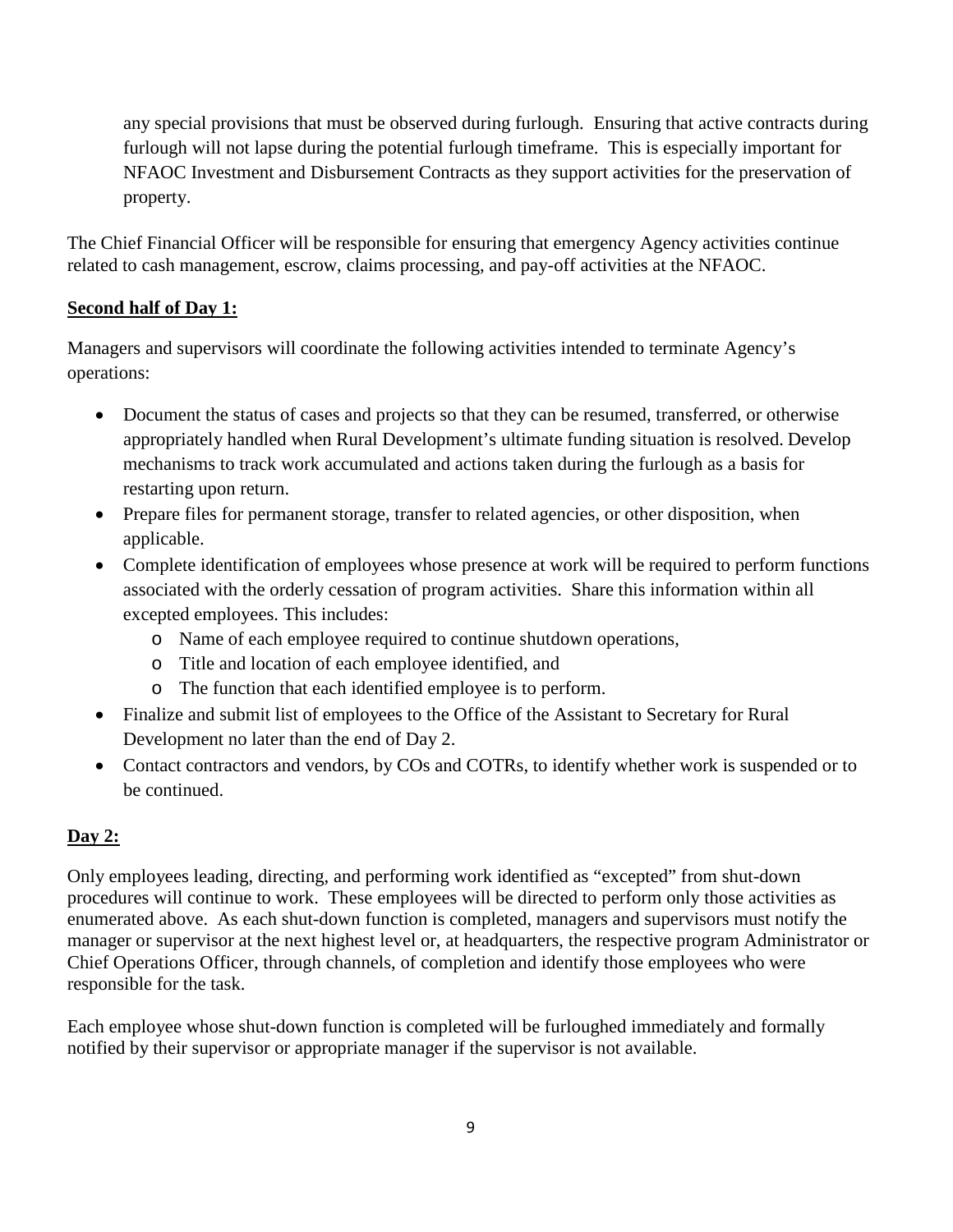any special provisions that must be observed during furlough. Ensuring that active contracts during furlough will not lapse during the potential furlough timeframe. This is especially important for NFAOC Investment and Disbursement Contracts as they support activities for the preservation of property.

The Chief Financial Officer will be responsible for ensuring that emergency Agency activities continue related to cash management, escrow, claims processing, and pay-off activities at the NFAOC.

**Second half of Day 1:**

Managers and supervisors will coordinate the following activities intended to terminate Agency's operations:

- Document the status of cases and projects so that they can be resumed, transferred, or otherwise appropriately handled when Rural Development's ultimate funding situation is resolved. Develop mechanisms to track work accumulated and actions taken during the furlough as a basis for restarting upon return.
- Prepare files for permanent storage, transfer to related agencies, or other disposition, when applicable.
- Complete identification of employees whose presence at work will be required to perform functions associated with the orderly cessation of program activities. Share this information within all excepted employees. This includes:
    - Name of each employee required to continue shutdown operations,
    - Title and location of each employee identified, and
    - The function that each identified employee is to perform.
- Finalize and submit list of employees to the Office of the Assistant to Secretary for Rural Development no later than the end of Day 2.
- Contact contractors and vendors, by COs and COTRs, to identify whether work is suspended or to be continued.

**Day 2:**

Only employees leading, directing, and performing work identified as "excepted" from shut-down procedures will continue to work. These employees will be directed to perform only those activities as enumerated above. As each shut-down function is completed, managers and supervisors must notify the manager or supervisor at the next highest level or, at headquarters, the respective program Administrator or Chief Operations Officer, through channels, of completion and identify those employees who were responsible for the task.

Each employee whose shut-down function is completed will be furloughed immediately and formally notified by their supervisor or appropriate manager if the supervisor is not available.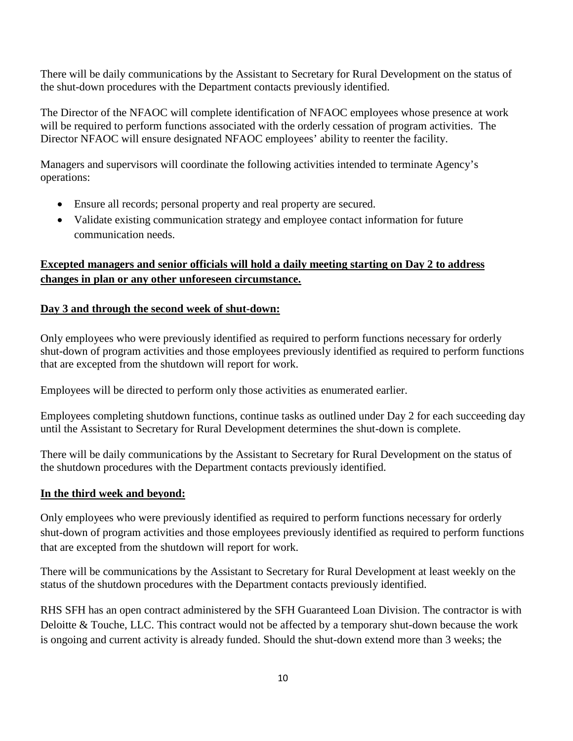There will be daily communications by the Assistant to Secretary for Rural Development on the status of the shut-down procedures with the Department contacts previously identified.

The Director of the NFAOC will complete identification of NFAOC employees whose presence at work will be required to perform functions associated with the orderly cessation of program activities. The Director NFAOC will ensure designated NFAOC employees' ability to reenter the facility.

Managers and supervisors will coordinate the following activities intended to terminate Agency's operations:

- Ensure all records; personal property and real property are secured.
- Validate existing communication strategy and employee contact information for future communication needs.

**Excepted managers and senior officials will hold a daily meeting starting on Day 2 to address changes in plan or any other unforeseen circumstance.**

**Day 3 and through the second week of shut-down:**

Only employees who were previously identified as required to perform functions necessary for orderly shut-down of program activities and those employees previously identified as required to perform functions that are excepted from the shutdown will report for work.

Employees will be directed to perform only those activities as enumerated earlier.

Employees completing shutdown functions, continue tasks as outlined under Day 2 for each succeeding day until the Assistant to Secretary for Rural Development determines the shut-down is complete.

There will be daily communications by the Assistant to Secretary for Rural Development on the status of the shutdown procedures with the Department contacts previously identified.

**In the third week and beyond:**

Only employees who were previously identified as required to perform functions necessary for orderly shut-down of program activities and those employees previously identified as required to perform functions that are excepted from the shutdown will report for work.

There will be communications by the Assistant to Secretary for Rural Development at least weekly on the status of the shutdown procedures with the Department contacts previously identified.

RHS SFH has an open contract administered by the SFH Guaranteed Loan Division. The contractor is with Deloitte & Touche, LLC. This contract would not be affected by a temporary shut-down because the work is ongoing and current activity is already funded. Should the shut-down extend more than 3 weeks; the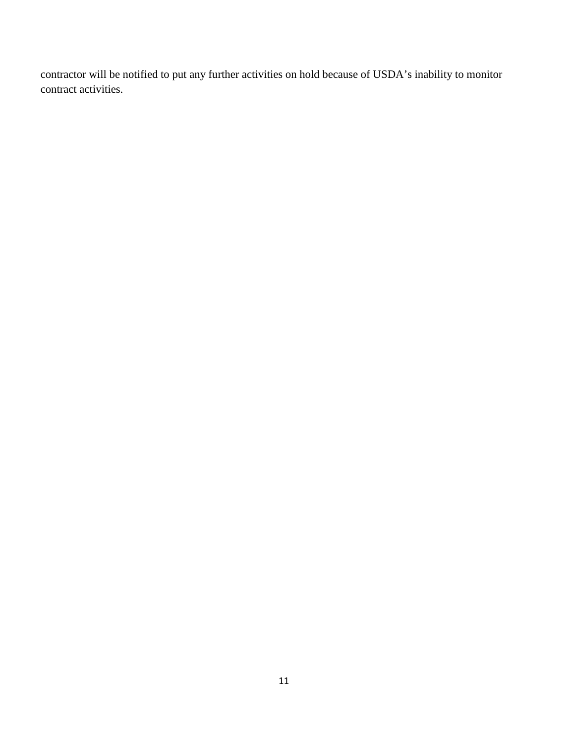contractor will be notified to put any further activities on hold because of USDA's inability to monitor contract activities.